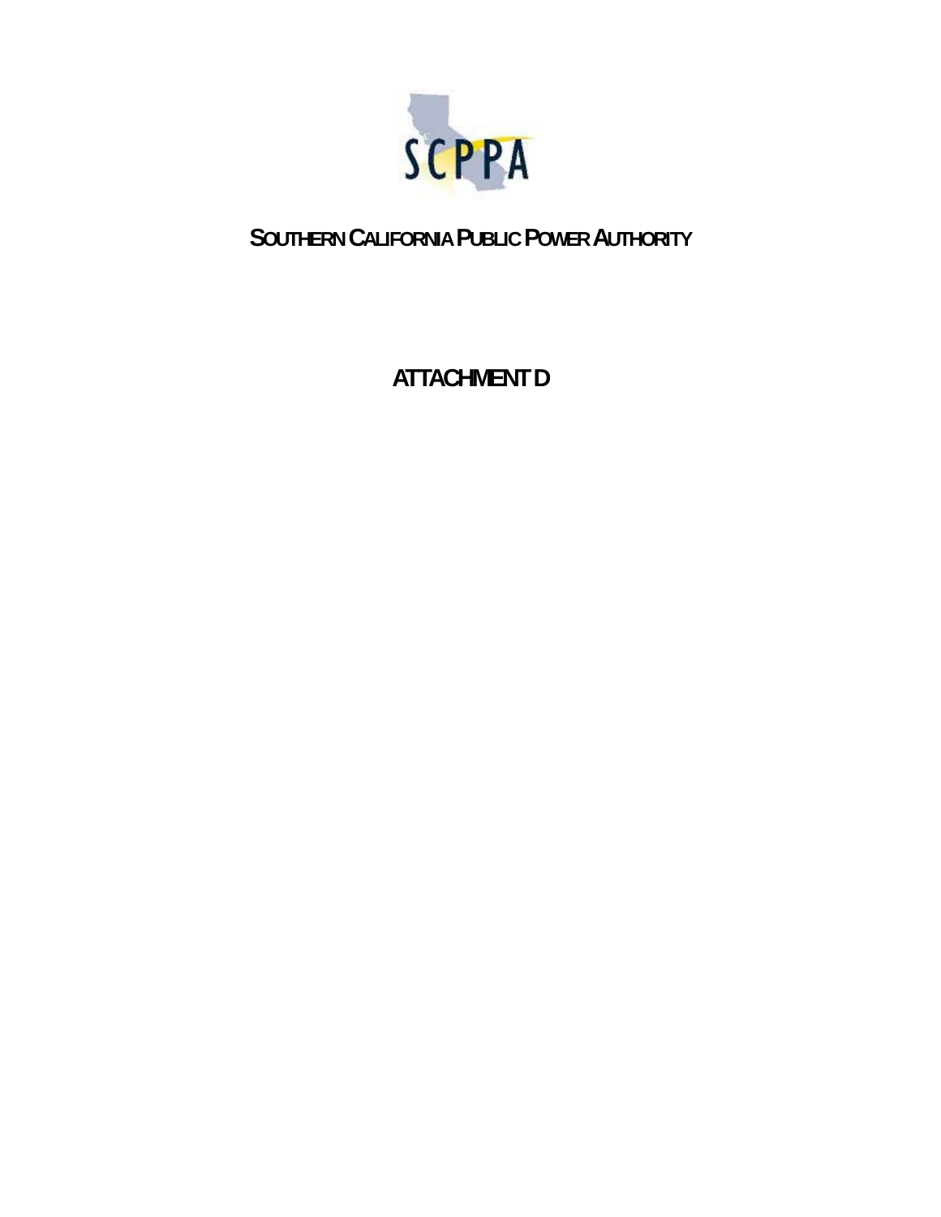SCPPA

# SOUTHERN CALIFORNIA PUBLIC POWER AUTHORITY

## ATTACHMENT D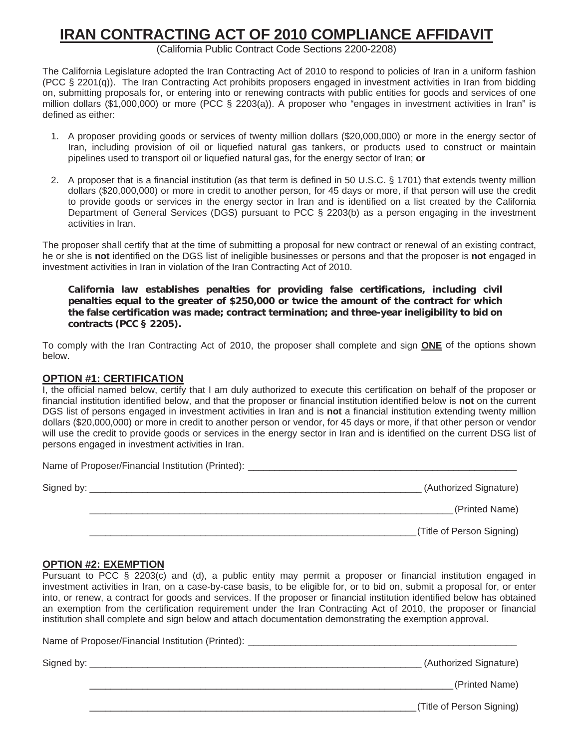# IRAN CONTRACTING ACT OF 2010 COMPLIANCE AFFIDAVIT

(California Public Contract Code Sections 2200-2208)

The California Legislature adopted the Iran Contracting Act of 2010 to respond to policies of Iran in a uniform fashion (PCC § 2201(q)). The Iran Contracting Act prohibits proposers engaged in investment activities in Iran from bidding on, submitting proposals for, or entering into or renewing contracts with public entities for goods and services of one million dollars ($1,000,000) or more (PCC § 2203(a)). A proposer who "engages in investment activities in Iran" is defined as either:

1. A proposer providing goods or services of twenty million dollars ($20,000,000) or more in the energy sector of Iran, including provision of oil or liquefied natural gas tankers, or products used to construct or maintain pipelines used to transport oil or liquefied natural gas, for the energy sector of Iran; **or**

2. A proposer that is a financial institution (as that term is defined in 50 U.S.C. § 1701) that extends twenty million dollars ($20,000,000) or more in credit to another person, for 45 days or more, if that person will use the credit to provide goods or services in the energy sector in Iran and is identified on a list created by the California Department of General Services (DGS) pursuant to PCC § 2203(b) as a person engaging in the investment activities in Iran.

The proposer shall certify that at the time of submitting a proposal for new contract or renewal of an existing contract, he or she is **not** identified on the DGS list of ineligible businesses or persons and that the proposer is **not** engaged in investment activities in Iran in violation of the Iran Contracting Act of 2010.

> **California law establishes penalties for providing false certifications, including civil penalties equal to the greater of $250,000 or twice the amount of the contract for which the false certification was made; contract termination; and three-year ineligibility to bid on contracts (PCC § 2205).**

To comply with the Iran Contracting Act of 2010, the proposer shall complete and sign **ONE** of the options shown below.

### OPTION #1: CERTIFICATION

I, the official named below, certify that I am duly authorized to execute this certification on behalf of the proposer or financial institution identified below, and that the proposer or financial institution identified below is **not** on the current DGS list of persons engaged in investment activities in Iran and is **not** a financial institution extending twenty million dollars ($20,000,000) or more in credit to another person or vendor, for 45 days or more, if that other person or vendor will use the credit to provide goods or services in the energy sector in Iran and is identified on the current DSG list of persons engaged in investment activities in Iran.

Name of Proposer/Financial Institution (Printed): ______________________________________________________

Signed by: ___________________________________________________________________ (Authorized Signature)

___________________________________________________________________________ (Printed Name)

___________________________________________________________________ (Title of Person Signing)

### OPTION #2: EXEMPTION

Pursuant to PCC § 2203(c) and (d), a public entity may permit a proposer or financial institution engaged in investment activities in Iran, on a case-by-case basis, to be eligible for, or to bid on, submit a proposal for, or enter into, or renew, a contract for goods and services. If the proposer or financial institution identified below has obtained an exemption from the certification requirement under the Iran Contracting Act of 2010, the proposer or financial institution shall complete and sign below and attach documentation demonstrating the exemption approval.

Name of Proposer/Financial Institution (Printed): ______________________________________________________

Signed by: ___________________________________________________________________ (Authorized Signature)

___________________________________________________________________________ (Printed Name)

___________________________________________________________________ (Title of Person Signing)